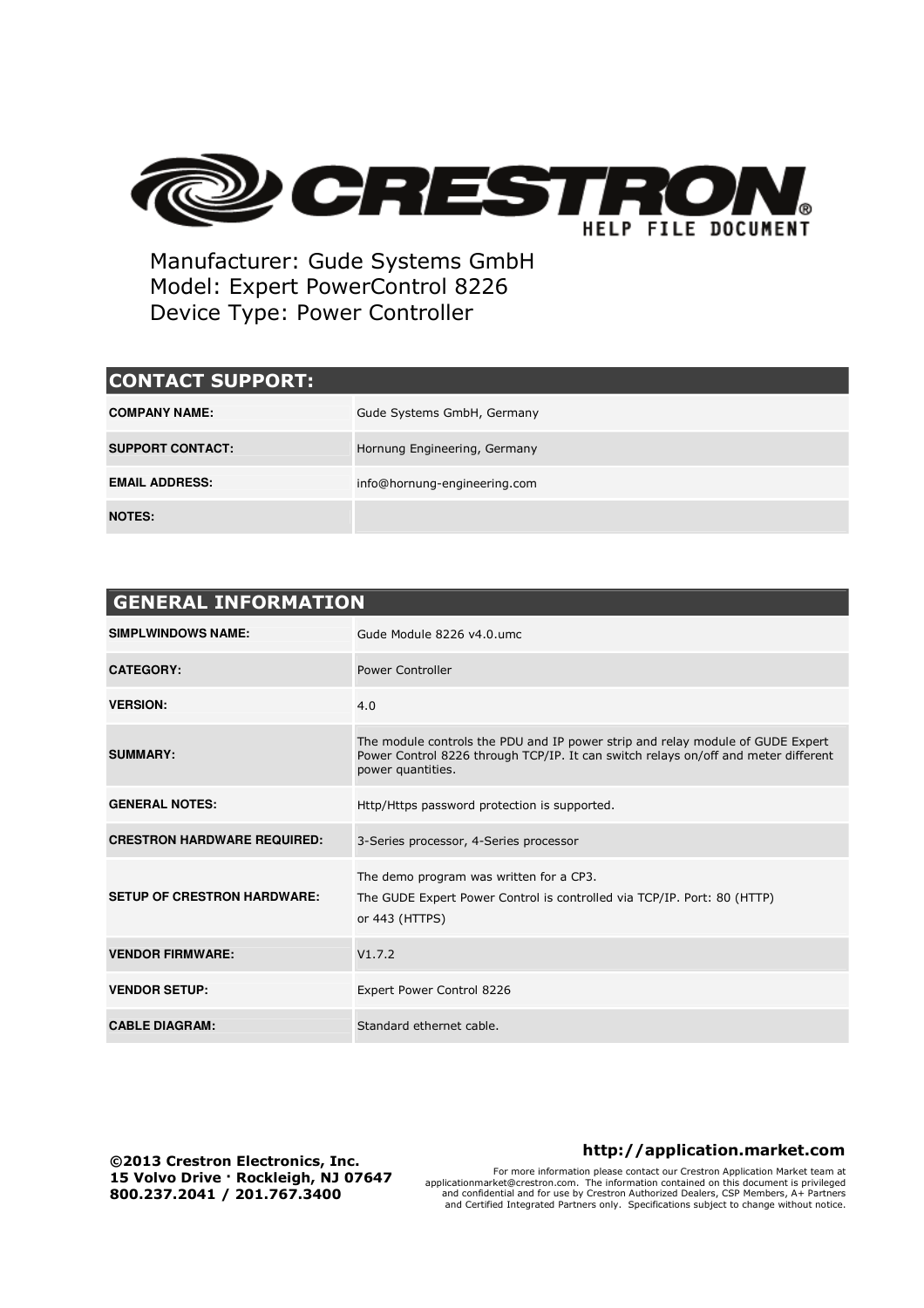# CRESTRON

HELP FILE DOCUMENT

Manufacturer: Gude Systems GmbH
Model: Expert PowerControl 8226
Device Type: Power Controller

| CONTACT SUPPORT: | |
|---|---|
| **COMPANY NAME:** | Gude Systems GmbH, Germany |
| **SUPPORT CONTACT:** | Hornung Engineering, Germany |
| **EMAIL ADDRESS:** | info@hornung-engineering.com |
| **NOTES:** | |

| GENERAL INFORMATION | |
|---|---|
| **SIMPLWINDOWS NAME:** | Gude Module 8226 v4.0.umc |
| **CATEGORY:** | Power Controller |
| **VERSION:** | 4.0 |
| **SUMMARY:** | The module controls the PDU and IP power strip and relay module of GUDE Expert Power Control 8226 through TCP/IP. It can switch relays on/off and meter different power quantities. |
| **GENERAL NOTES:** | Http/Https password protection is supported. |
| **CRESTRON HARDWARE REQUIRED:** | 3-Series processor, 4-Series processor |
| **SETUP OF CRESTRON HARDWARE:** | The demo program was written for a CP3.<br>The GUDE Expert Power Control is controlled via TCP/IP. Port: 80 (HTTP) or 443 (HTTPS) |
| **VENDOR FIRMWARE:** | V1.7.2 |
| **VENDOR SETUP:** | Expert Power Control 8226 |
| **CABLE DIAGRAM:** | Standard ethernet cable. |

**©2013 Crestron Electronics, Inc.**
**15 Volvo Drive · Rockleigh, NJ 07647**
**800.237.2041 / 201.767.3400**

**http://application.market.com**

For more information please contact our Crestron Application Market team at applicationmarket@crestron.com. The information contained on this document is privileged and confidential and for use by Crestron Authorized Dealers, CSP Members, A+ Partners and Certified Integrated Partners only. Specifications subject to change without notice.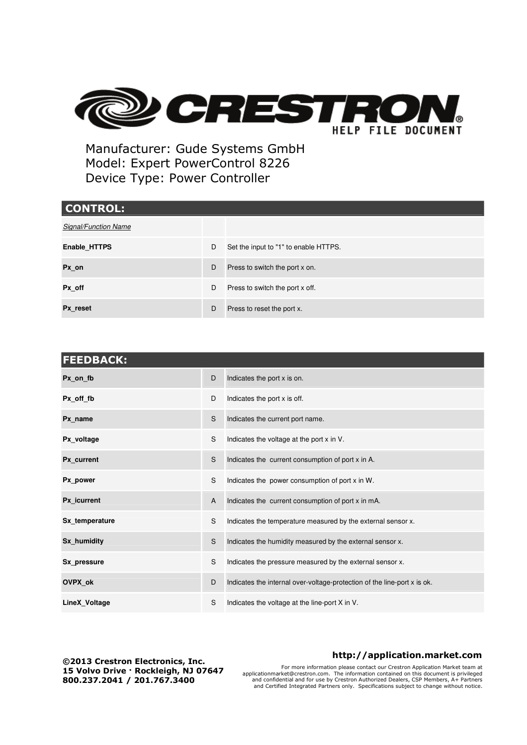Manufacturer: Gude Systems GmbH
Model: Expert PowerControl 8226
Device Type: Power Controller

## CONTROL:

| *Signal/Function Name* | | |
|---|---|---|
| **Enable_HTTPS** | D | Set the input to "1" to enable HTTPS. |
| **Px_on** | D | Press to switch the port x on. |
| **Px_off** | D | Press to switch the port x off. |
| **Px_reset** | D | Press to reset the port x. |

## FEEDBACK:

| | | |
|---|---|---|
| **Px_on_fb** | D | Indicates the port x is on. |
| **Px_off_fb** | D | Indicates the port x is off. |
| **Px_name** | S | Indicates the current port name. |
| **Px_voltage** | S | Indicates the voltage at the port x in V. |
| **Px_current** | S | Indicates the current consumption of port x in A. |
| **Px_power** | S | Indicates the power consumption of port x in W. |
| **Px_icurrent** | A | Indicates the current consumption of port x in mA. |
| **Sx_temperature** | S | Indicates the temperature measured by the external sensor x. |
| **Sx_humidity** | S | Indicates the humidity measured by the external sensor x. |
| **Sx_pressure** | S | Indicates the pressure measured by the external sensor x. |
| **OVPX_ok** | D | Indicates the internal over-voltage-protection of the line-port x is ok. |
| **LineX_Voltage** | S | Indicates the voltage at the line-port X in V. |

**©2013 Crestron Electronics, Inc.**
**15 Volvo Drive · Rockleigh, NJ 07647**
**800.237.2041 / 201.767.3400**

**http://application.market.com**

For more information please contact our Crestron Application Market team at applicationmarket@crestron.com. The information contained on this document is privileged and confidential and for use by Crestron Authorized Dealers, CSP Members, A+ Partners and Certified Integrated Partners only. Specifications subject to change without notice.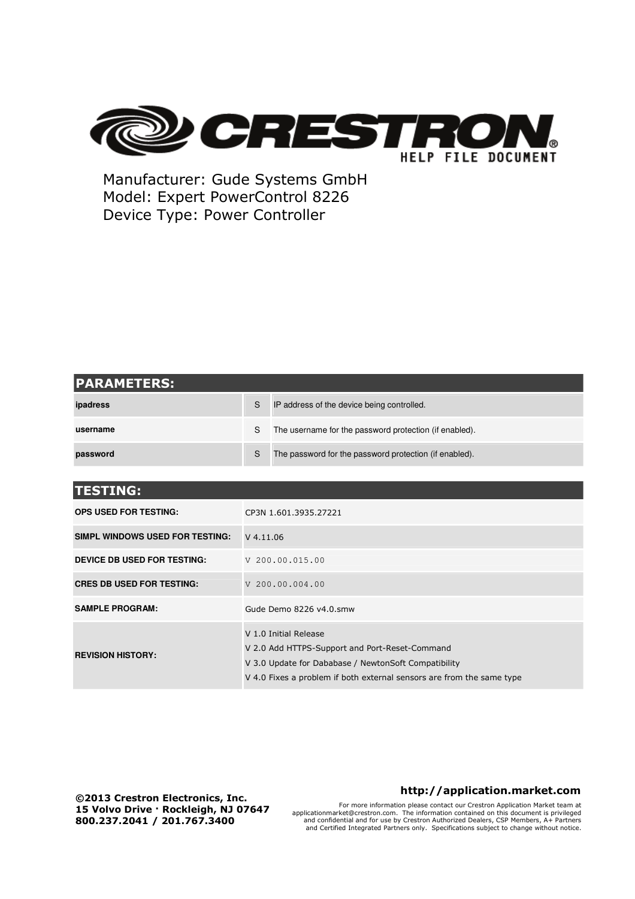Manufacturer: Gude Systems GmbH
Model: Expert PowerControl 8226
Device Type: Power Controller

## PARAMETERS:

| | | |
|---|---|---|
| **ipadress** | S | IP address of the device being controlled. |
| **username** | S | The username for the password protection (if enabled). |
| **password** | S | The password for the password protection (if enabled). |

## TESTING:

| | |
|---|---|
| **OPS USED FOR TESTING:** | CP3N 1.601.3935.27221 |
| **SIMPL WINDOWS USED FOR TESTING:** | V 4.11.06 |
| **DEVICE DB USED FOR TESTING:** | V 200.00.015.00 |
| **CRES DB USED FOR TESTING:** | V 200.00.004.00 |
| **SAMPLE PROGRAM:** | Gude Demo 8226 v4.0.smw |
| **REVISION HISTORY:** | V 1.0 Initial Release<br>V 2.0 Add HTTPS-Support and Port-Reset-Command<br>V 3.0 Update for Dababase / NewtonSoft Compatibility<br>V 4.0 Fixes a problem if both external sensors are from the same type |

**©2013 Crestron Electronics, Inc.**
**15 Volvo Drive · Rockleigh, NJ 07647**
**800.237.2041 / 201.767.3400**

**http://application.market.com**

For more information please contact our Crestron Application Market team at applicationmarket@crestron.com. The information contained on this document is privileged and confidential and for use by Crestron Authorized Dealers, CSP Members, A+ Partners and Certified Integrated Partners only. Specifications subject to change without notice.